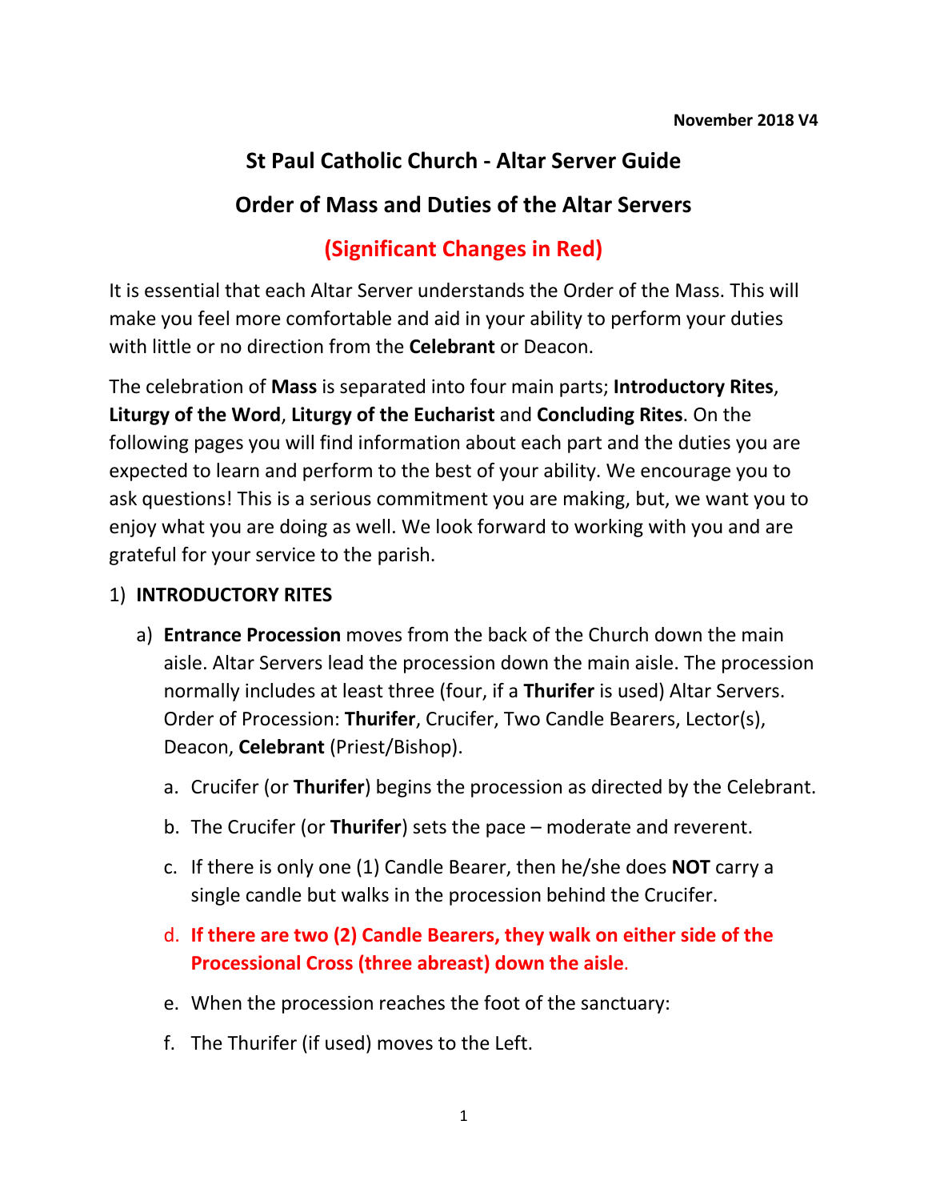November 2018 V4

# St Paul Catholic Church - Altar Server Guide

## Order of Mass and Duties of the Altar Servers

## (Significant Changes in Red)

It is essential that each Altar Server understands the Order of the Mass. This will make you feel more comfortable and aid in your ability to perform your duties with little or no direction from the **Celebrant** or Deacon.

The celebration of **Mass** is separated into four main parts; **Introductory Rites**, **Liturgy of the Word**, **Liturgy of the Eucharist** and **Concluding Rites**. On the following pages you will find information about each part and the duties you are expected to learn and perform to the best of your ability. We encourage you to ask questions! This is a serious commitment you are making, but, we want you to enjoy what you are doing as well. We look forward to working with you and are grateful for your service to the parish.

1) **INTRODUCTORY RITES**

   a) **Entrance Procession** moves from the back of the Church down the main aisle. Altar Servers lead the procession down the main aisle. The procession normally includes at least three (four, if a **Thurifer** is used) Altar Servers. Order of Procession: **Thurifer**, Crucifer, Two Candle Bearers, Lector(s), Deacon, **Celebrant** (Priest/Bishop).

      a. Crucifer (or **Thurifer**) begins the procession as directed by the Celebrant.

      b. The Crucifer (or **Thurifer**) sets the pace – moderate and reverent.

      c. If there is only one (1) Candle Bearer, then he/she does **NOT** carry a single candle but walks in the procession behind the Crucifer.

      d. **If there are two (2) Candle Bearers, they walk on either side of the Processional Cross (three abreast) down the aisle**.

      e. When the procession reaches the foot of the sanctuary:

      f. The Thurifer (if used) moves to the Left.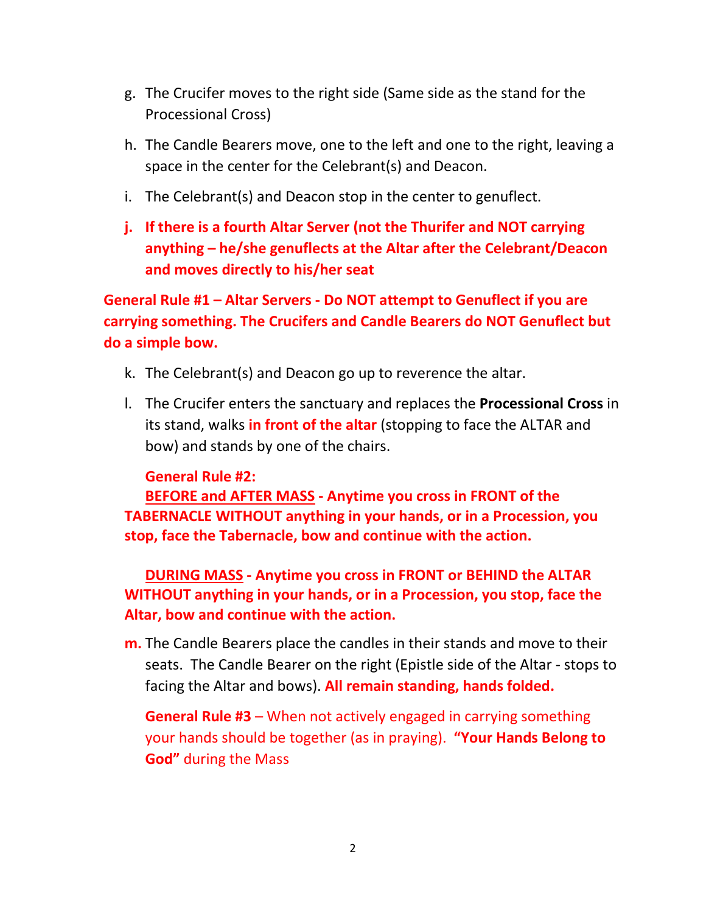g. The Crucifer moves to the right side (Same side as the stand for the Processional Cross)

h. The Candle Bearers move, one to the left and one to the right, leaving a space in the center for the Celebrant(s) and Deacon.

i. The Celebrant(s) and Deacon stop in the center to genuflect.

**j. If there is a fourth Altar Server (not the Thurifer and NOT carrying anything – he/she genuflects at the Altar after the Celebrant/Deacon and moves directly to his/her seat**

**General Rule #1 – Altar Servers - Do NOT attempt to Genuflect if you are carrying something. The Crucifers and Candle Bearers do NOT Genuflect but do a simple bow.**

k. The Celebrant(s) and Deacon go up to reverence the altar.

l. The Crucifer enters the sanctuary and replaces the **Processional Cross** in its stand, walks **in front of the altar** (stopping to face the ALTAR and bow) and stands by one of the chairs.

**General Rule #2:**

**BEFORE and AFTER MASS - Anytime you cross in FRONT of the TABERNACLE WITHOUT anything in your hands, or in a Procession, you stop, face the Tabernacle, bow and continue with the action.**

**DURING MASS - Anytime you cross in FRONT or BEHIND the ALTAR WITHOUT anything in your hands, or in a Procession, you stop, face the Altar, bow and continue with the action.**

**m.** The Candle Bearers place the candles in their stands and move to their seats. The Candle Bearer on the right (Epistle side of the Altar - stops to facing the Altar and bows). **All remain standing, hands folded.**

**General Rule #3** – When not actively engaged in carrying something your hands should be together (as in praying). **"Your Hands Belong to God"** during the Mass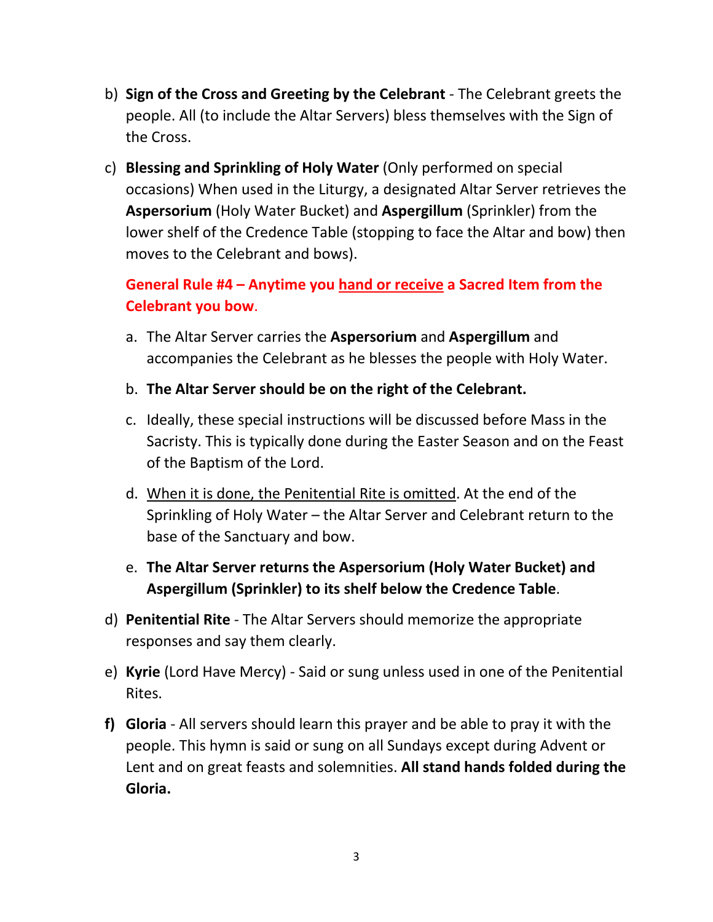b) **Sign of the Cross and Greeting by the Celebrant** - The Celebrant greets the people. All (to include the Altar Servers) bless themselves with the Sign of the Cross.

c) **Blessing and Sprinkling of Holy Water** (Only performed on special occasions) When used in the Liturgy, a designated Altar Server retrieves the **Aspersorium** (Holy Water Bucket) and **Aspergillum** (Sprinkler) from the lower shelf of the Credence Table (stopping to face the Altar and bow) then moves to the Celebrant and bows).

   **General Rule #4 – Anytime you <u>hand or receive</u> a Sacred Item from the Celebrant you bow**.

   a. The Altar Server carries the **Aspersorium** and **Aspergillum** and accompanies the Celebrant as he blesses the people with Holy Water.

   b. **The Altar Server should be on the right of the Celebrant.**

   c. Ideally, these special instructions will be discussed before Mass in the Sacristy. This is typically done during the Easter Season and on the Feast of the Baptism of the Lord.

   d. <u>When it is done, the Penitential Rite is omitted</u>. At the end of the Sprinkling of Holy Water – the Altar Server and Celebrant return to the base of the Sanctuary and bow.

   e. **The Altar Server returns the Aspersorium (Holy Water Bucket) and Aspergillum (Sprinkler) to its shelf below the Credence Table**.

d) **Penitential Rite** - The Altar Servers should memorize the appropriate responses and say them clearly.

e) **Kyrie** (Lord Have Mercy) - Said or sung unless used in one of the Penitential Rites.

**f) Gloria** - All servers should learn this prayer and be able to pray it with the people. This hymn is said or sung on all Sundays except during Advent or Lent and on great feasts and solemnities. **All stand hands folded during the Gloria.**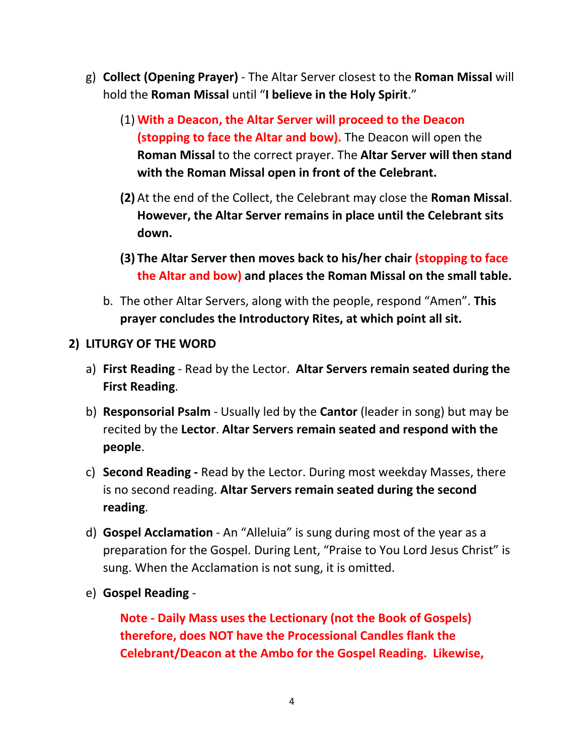g) **Collect (Opening Prayer)** - The Altar Server closest to the **Roman Missal** will hold the **Roman Missal** until "**I believe in the Holy Spirit**."

   (1) **With a Deacon, the Altar Server will proceed to the Deacon (stopping to face the Altar and bow).** The Deacon will open the **Roman Missal** to the correct prayer. The **Altar Server will then stand with the Roman Missal open in front of the Celebrant.**

   **(2)** At the end of the Collect, the Celebrant may close the **Roman Missal**. **However, the Altar Server remains in place until the Celebrant sits down.**

   **(3) The Altar Server then moves back to his/her chair (stopping to face the Altar and bow) and places the Roman Missal on the small table.**

   b. The other Altar Servers, along with the people, respond "Amen". **This prayer concludes the Introductory Rites, at which point all sit.**

**2) LITURGY OF THE WORD**

a) **First Reading** - Read by the Lector. **Altar Servers remain seated during the First Reading**.

b) **Responsorial Psalm** - Usually led by the **Cantor** (leader in song) but may be recited by the **Lector**. **Altar Servers remain seated and respond with the people**.

c) **Second Reading -** Read by the Lector. During most weekday Masses, there is no second reading. **Altar Servers remain seated during the second reading**.

d) **Gospel Acclamation** - An "Alleluia" is sung during most of the year as a preparation for the Gospel. During Lent, "Praise to You Lord Jesus Christ" is sung. When the Acclamation is not sung, it is omitted.

e) **Gospel Reading** -

   **Note - Daily Mass uses the Lectionary (not the Book of Gospels) therefore, does NOT have the Processional Candles flank the Celebrant/Deacon at the Ambo for the Gospel Reading. Likewise,**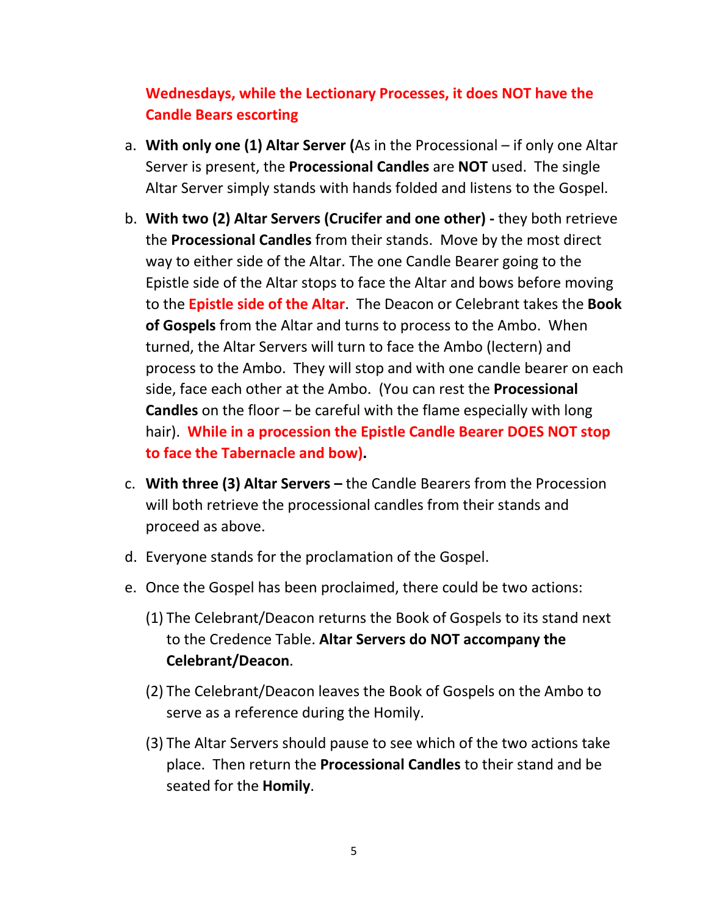**Wednesdays, while the Lectionary Processes, it does NOT have the Candle Bears escorting**

a. **With only one (1) Altar Server (**As in the Processional – if only one Altar Server is present, the **Processional Candles** are **NOT** used. The single Altar Server simply stands with hands folded and listens to the Gospel.

b. **With two (2) Altar Servers (Crucifer and one other) -** they both retrieve the **Processional Candles** from their stands. Move by the most direct way to either side of the Altar. The one Candle Bearer going to the Epistle side of the Altar stops to face the Altar and bows before moving to the **Epistle side of the Altar**. The Deacon or Celebrant takes the **Book of Gospels** from the Altar and turns to process to the Ambo. When turned, the Altar Servers will turn to face the Ambo (lectern) and process to the Ambo. They will stop and with one candle bearer on each side, face each other at the Ambo. (You can rest the **Processional Candles** on the floor – be careful with the flame especially with long hair). **While in a procession the Epistle Candle Bearer DOES NOT stop to face the Tabernacle and bow).**

c. **With three (3) Altar Servers –** the Candle Bearers from the Procession will both retrieve the processional candles from their stands and proceed as above.

d. Everyone stands for the proclamation of the Gospel.

e. Once the Gospel has been proclaimed, there could be two actions:

   (1) The Celebrant/Deacon returns the Book of Gospels to its stand next to the Credence Table. **Altar Servers do NOT accompany the Celebrant/Deacon**.

   (2) The Celebrant/Deacon leaves the Book of Gospels on the Ambo to serve as a reference during the Homily.

   (3) The Altar Servers should pause to see which of the two actions take place. Then return the **Processional Candles** to their stand and be seated for the **Homily**.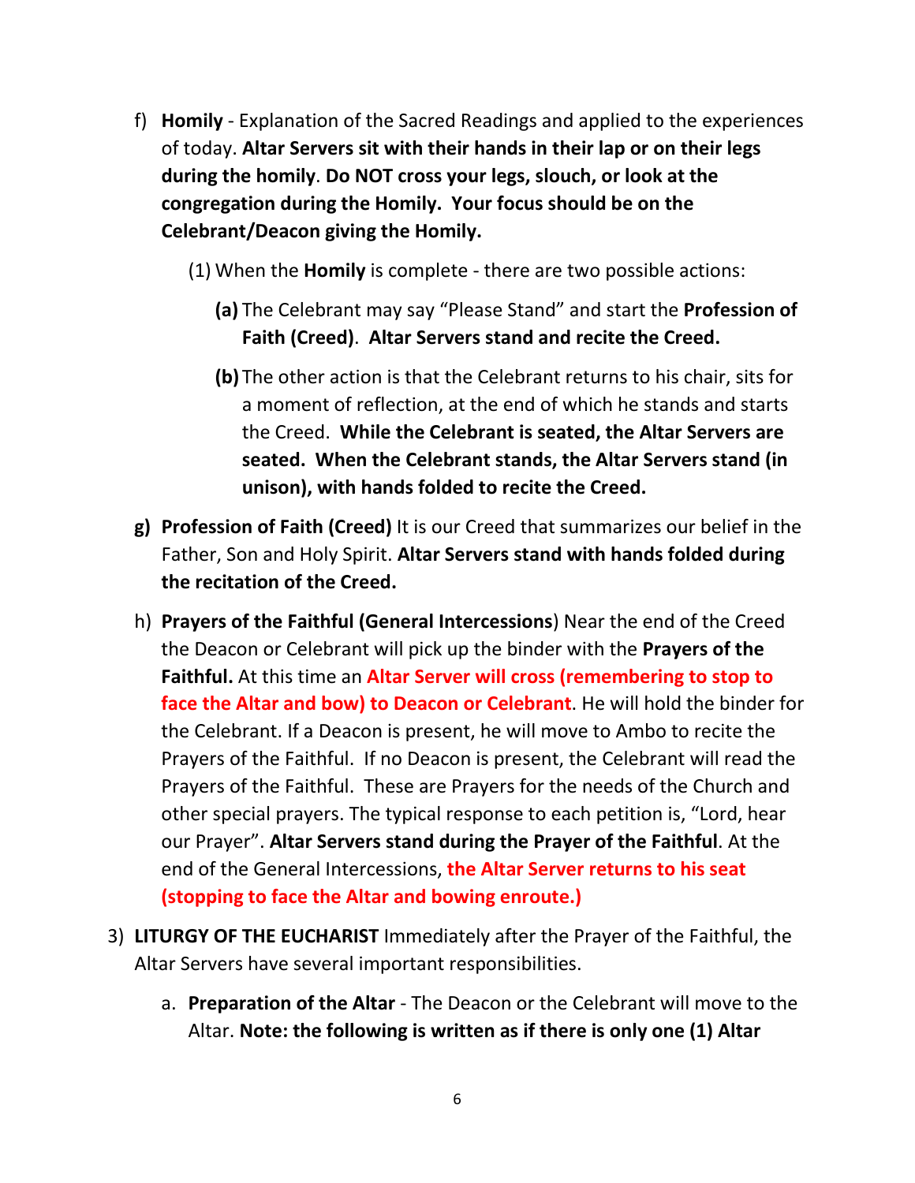f) **Homily** - Explanation of the Sacred Readings and applied to the experiences of today. **Altar Servers sit with their hands in their lap or on their legs during the homily**. **Do NOT cross your legs, slouch, or look at the congregation during the Homily. Your focus should be on the Celebrant/Deacon giving the Homily.**

   (1) When the **Homily** is complete - there are two possible actions:

   **(a)** The Celebrant may say "Please Stand" and start the **Profession of Faith (Creed)**. **Altar Servers stand and recite the Creed.**

   **(b)** The other action is that the Celebrant returns to his chair, sits for a moment of reflection, at the end of which he stands and starts the Creed. **While the Celebrant is seated, the Altar Servers are seated. When the Celebrant stands, the Altar Servers stand (in unison), with hands folded to recite the Creed.**

**g) Profession of Faith (Creed)** It is our Creed that summarizes our belief in the Father, Son and Holy Spirit. **Altar Servers stand with hands folded during the recitation of the Creed.**

h) **Prayers of the Faithful (General Intercessions**) Near the end of the Creed the Deacon or Celebrant will pick up the binder with the **Prayers of the Faithful.** At this time an **Altar Server will cross (remembering to stop to face the Altar and bow) to Deacon or Celebrant**. He will hold the binder for the Celebrant. If a Deacon is present, he will move to Ambo to recite the Prayers of the Faithful. If no Deacon is present, the Celebrant will read the Prayers of the Faithful. These are Prayers for the needs of the Church and other special prayers. The typical response to each petition is, "Lord, hear our Prayer". **Altar Servers stand during the Prayer of the Faithful**. At the end of the General Intercessions, **the Altar Server returns to his seat (stopping to face the Altar and bowing enroute.)**

3) **LITURGY OF THE EUCHARIST** Immediately after the Prayer of the Faithful, the Altar Servers have several important responsibilities.

   a. **Preparation of the Altar** - The Deacon or the Celebrant will move to the Altar. **Note: the following is written as if there is only one (1) Altar**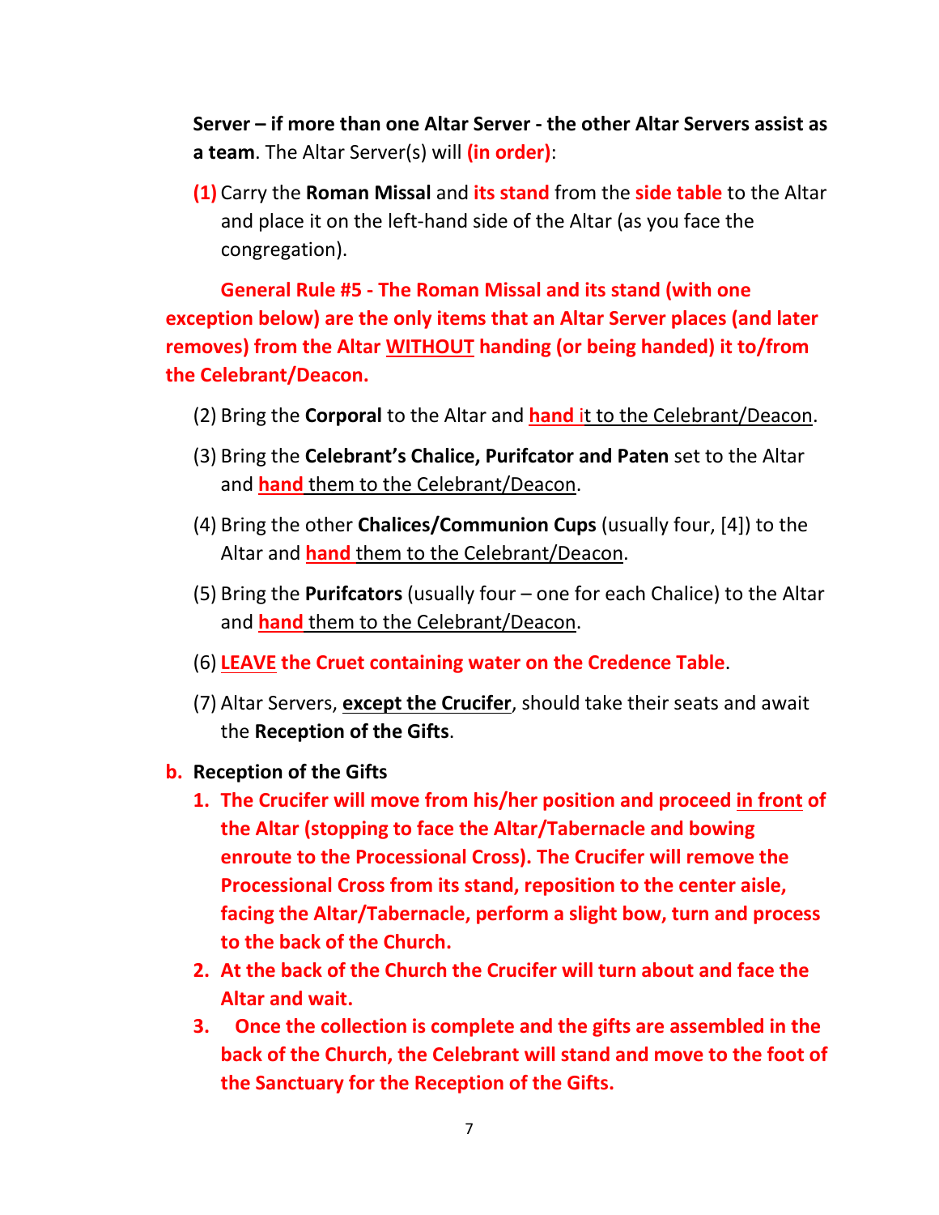**Server – if more than one Altar Server - the other Altar Servers assist as a team**. The Altar Server(s) will **(in order)**:

**(1)** Carry the **Roman Missal** and **its stand** from the **side table** to the Altar and place it on the left-hand side of the Altar (as you face the congregation).

**General Rule #5 - The Roman Missal and its stand (with one exception below) are the only items that an Altar Server places (and later removes) from the Altar <u>WITHOUT</u> handing (or being handed) it to/from the Celebrant/Deacon.**

(2) Bring the **Corporal** to the Altar and **<u>hand</u>** <u>it to the Celebrant/Deacon</u>.

(3) Bring the **Celebrant's Chalice, Purifcator and Paten** set to the Altar and **<u>hand</u>** <u>them to the Celebrant/Deacon</u>.

(4) Bring the other **Chalices/Communion Cups** (usually four, [4]) to the Altar and **<u>hand</u>** <u>them to the Celebrant/Deacon</u>.

(5) Bring the **Purifcators** (usually four – one for each Chalice) to the Altar and **<u>hand</u>** <u>them to the Celebrant/Deacon</u>.

(6) **<u>LEAVE</u> the Cruet containing water on the Credence Table**.

(7) Altar Servers, **<u>except the Crucifer</u>**, should take their seats and await the **Reception of the Gifts**.

**b. Reception of the Gifts**

1. **The Crucifer will move from his/her position and proceed <u>in front</u> of the Altar (stopping to face the Altar/Tabernacle and bowing enroute to the Processional Cross). The Crucifer will remove the Processional Cross from its stand, reposition to the center aisle, facing the Altar/Tabernacle, perform a slight bow, turn and process to the back of the Church.**
2. **At the back of the Church the Crucifer will turn about and face the Altar and wait.**
3. **Once the collection is complete and the gifts are assembled in the back of the Church, the Celebrant will stand and move to the foot of the Sanctuary for the Reception of the Gifts.**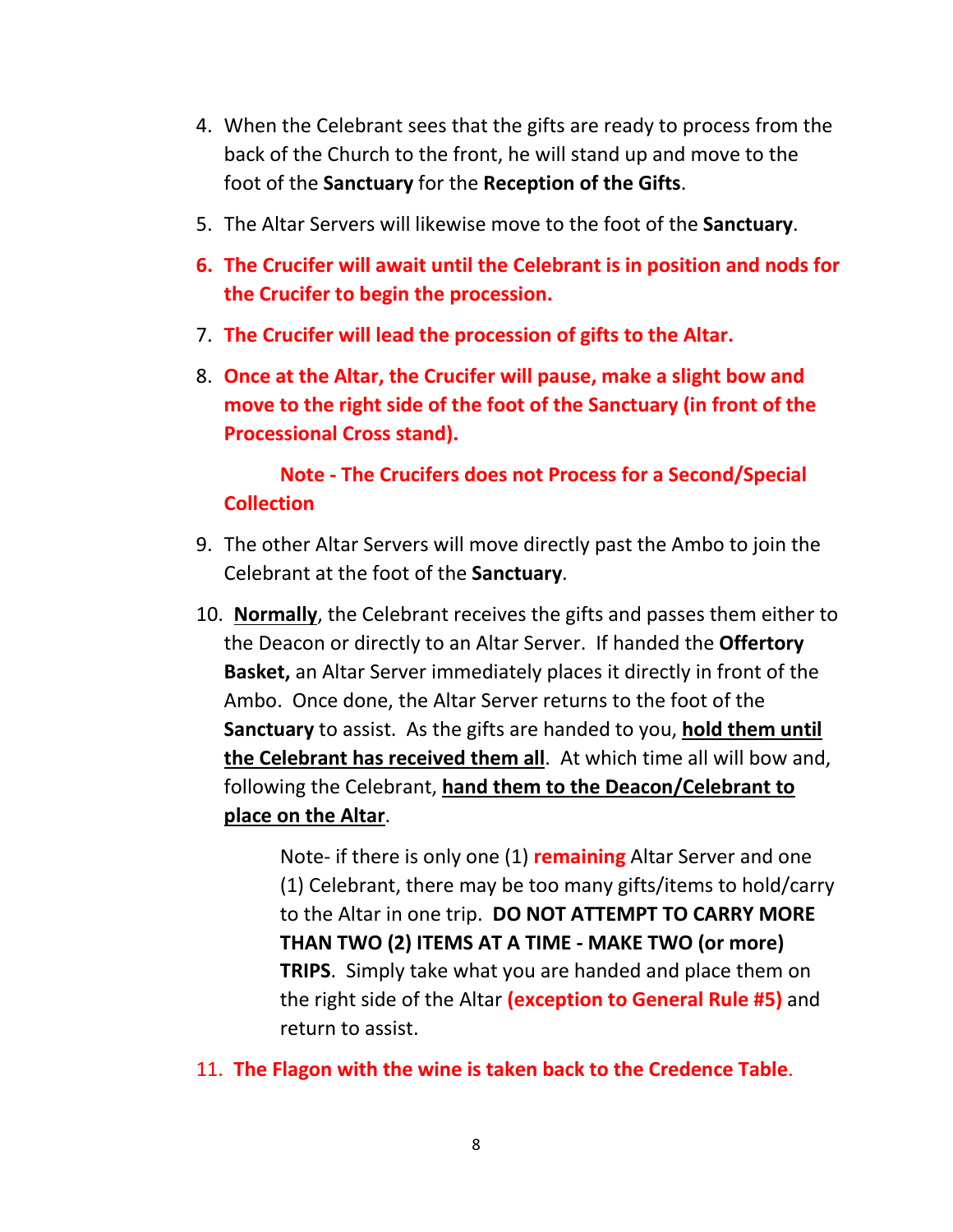4. When the Celebrant sees that the gifts are ready to process from the back of the Church to the front, he will stand up and move to the foot of the **Sanctuary** for the **Reception of the Gifts**.

5. The Altar Servers will likewise move to the foot of the **Sanctuary**.

6. **The Crucifer will await until the Celebrant is in position and nods for the Crucifer to begin the procession.**

7. **The Crucifer will lead the procession of gifts to the Altar.**

8. **Once at the Altar, the Crucifer will pause, make a slight bow and move to the right side of the foot of the Sanctuary (in front of the Processional Cross stand).**

   **Note - The Crucifers does not Process for a Second/Special Collection**

9. The other Altar Servers will move directly past the Ambo to join the Celebrant at the foot of the **Sanctuary**.

10. **Normally**, the Celebrant receives the gifts and passes them either to the Deacon or directly to an Altar Server. If handed the **Offertory Basket,** an Altar Server immediately places it directly in front of the Ambo. Once done, the Altar Server returns to the foot of the **Sanctuary** to assist. As the gifts are handed to you, **hold them until the Celebrant has received them all**. At which time all will bow and, following the Celebrant, **hand them to the Deacon/Celebrant to place on the Altar**.

    Note- if there is only one (1) **remaining** Altar Server and one (1) Celebrant, there may be too many gifts/items to hold/carry to the Altar in one trip. **DO NOT ATTEMPT TO CARRY MORE THAN TWO (2) ITEMS AT A TIME - MAKE TWO (or more) TRIPS**. Simply take what you are handed and place them on the right side of the Altar **(exception to General Rule #5)** and return to assist.

11. **The Flagon with the wine is taken back to the Credence Table**.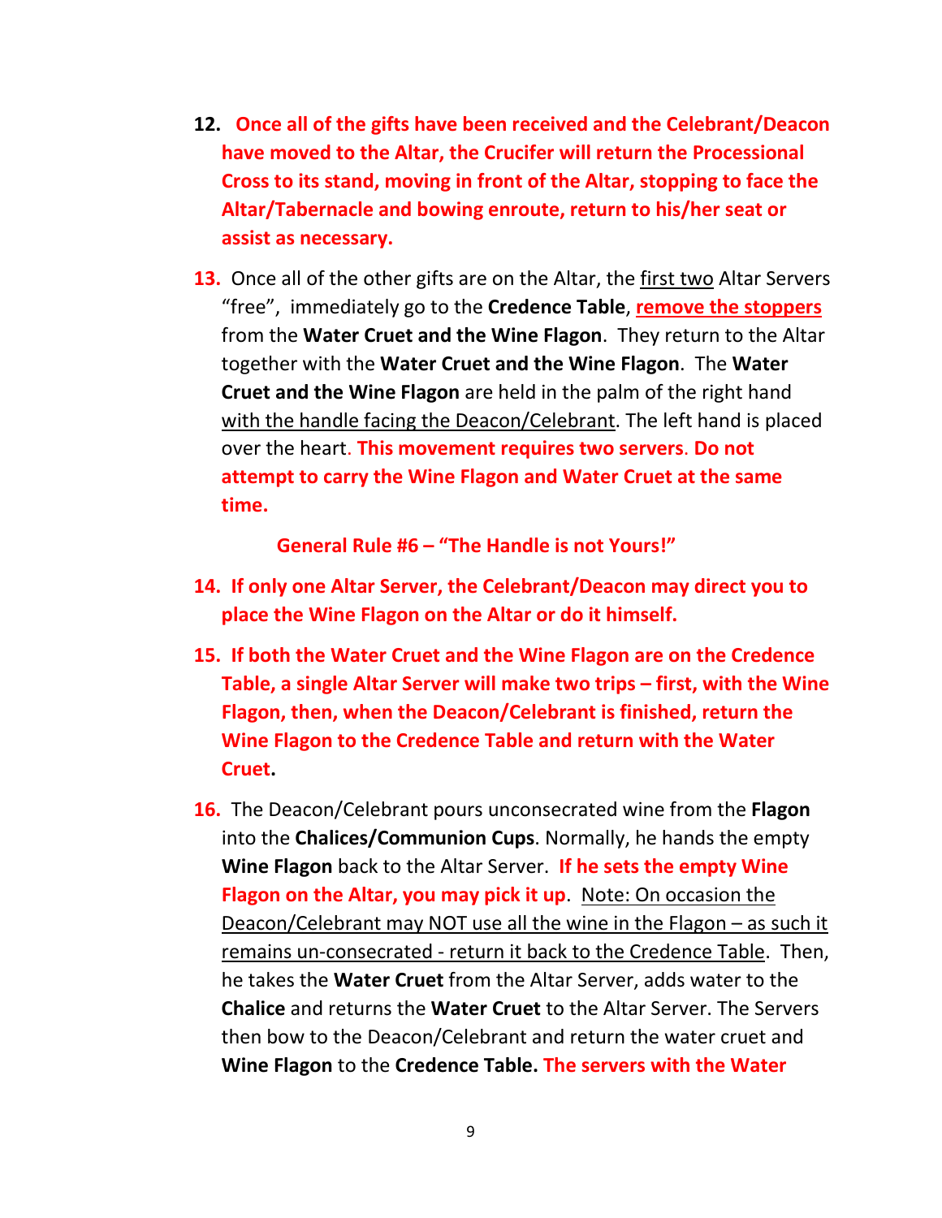12. **Once all of the gifts have been received and the Celebrant/Deacon have moved to the Altar, the Crucifer will return the Processional Cross to its stand, moving in front of the Altar, stopping to face the Altar/Tabernacle and bowing enroute, return to his/her seat or assist as necessary.**

13. Once all of the other gifts are on the Altar, the first two Altar Servers "free", immediately go to the **Credence Table**, **remove the stoppers** from the **Water Cruet and the Wine Flagon**. They return to the Altar together with the **Water Cruet and the Wine Flagon**. The **Water Cruet and the Wine Flagon** are held in the palm of the right hand with the handle facing the Deacon/Celebrant. The left hand is placed over the heart. **This movement requires two servers**. **Do not attempt to carry the Wine Flagon and Water Cruet at the same time.**

    **General Rule #6 – "The Handle is not Yours!"**

14. **If only one Altar Server, the Celebrant/Deacon may direct you to place the Wine Flagon on the Altar or do it himself.**

15. **If both the Water Cruet and the Wine Flagon are on the Credence Table, a single Altar Server will make two trips – first, with the Wine Flagon, then, when the Deacon/Celebrant is finished, return the Wine Flagon to the Credence Table and return with the Water Cruet.**

16. The Deacon/Celebrant pours unconsecrated wine from the **Flagon** into the **Chalices/Communion Cups**. Normally, he hands the empty **Wine Flagon** back to the Altar Server. **If he sets the empty Wine Flagon on the Altar, you may pick it up**. Note: On occasion the Deacon/Celebrant may NOT use all the wine in the Flagon – as such it remains un-consecrated - return it back to the Credence Table. Then, he takes the **Water Cruet** from the Altar Server, adds water to the **Chalice** and returns the **Water Cruet** to the Altar Server. The Servers then bow to the Deacon/Celebrant and return the water cruet and **Wine Flagon** to the **Credence Table. The servers with the Water**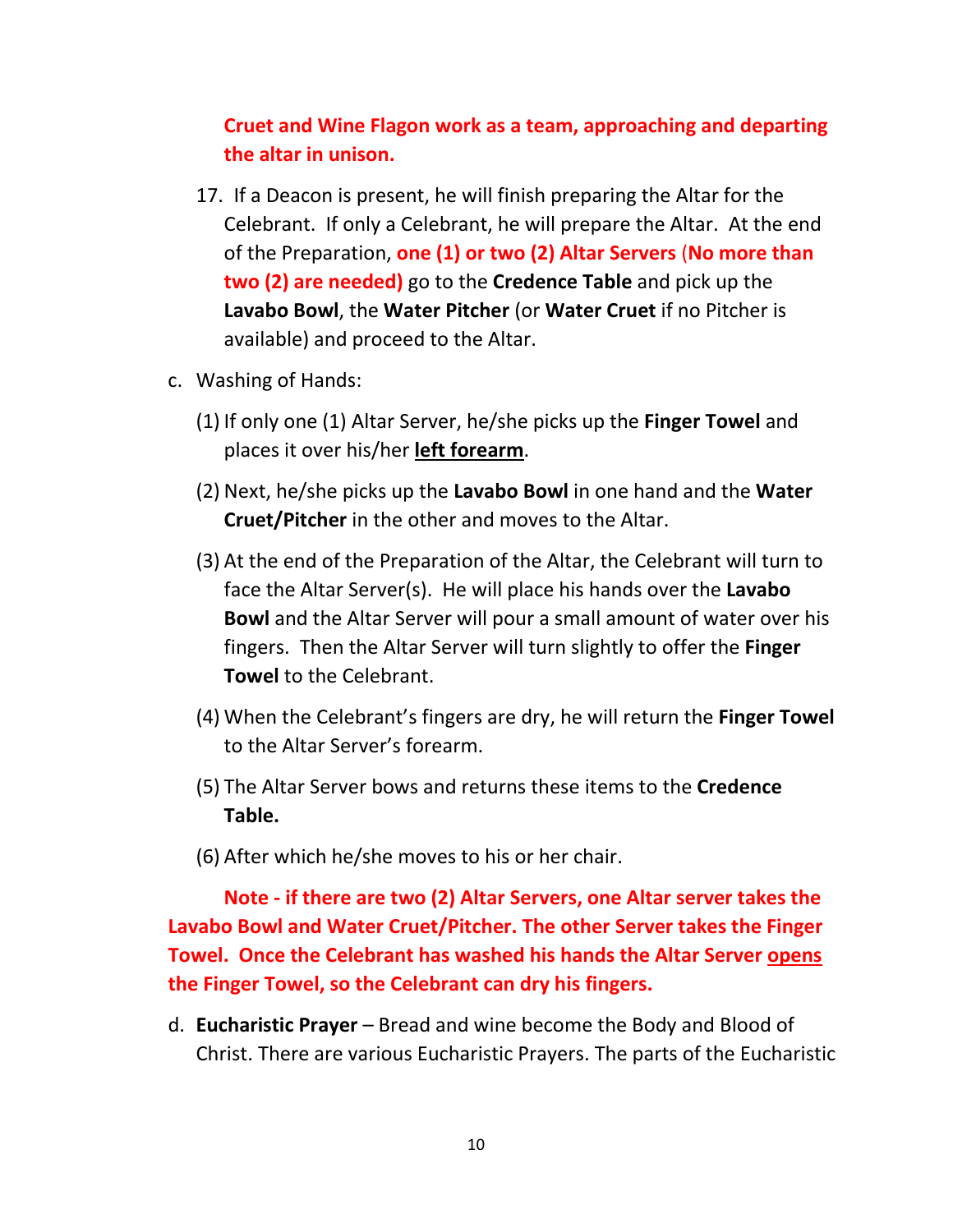**Cruet and Wine Flagon work as a team, approaching and departing the altar in unison.**

17. If a Deacon is present, he will finish preparing the Altar for the Celebrant. If only a Celebrant, he will prepare the Altar. At the end of the Preparation, **one (1) or two (2) Altar Servers (No more than two (2) are needed)** go to the **Credence Table** and pick up the **Lavabo Bowl**, the **Water Pitcher** (or **Water Cruet** if no Pitcher is available) and proceed to the Altar.

c. Washing of Hands:

(1) If only one (1) Altar Server, he/she picks up the **Finger Towel** and places it over his/her **<u>left forearm</u>**.

(2) Next, he/she picks up the **Lavabo Bowl** in one hand and the **Water Cruet/Pitcher** in the other and moves to the Altar.

(3) At the end of the Preparation of the Altar, the Celebrant will turn to face the Altar Server(s). He will place his hands over the **Lavabo Bowl** and the Altar Server will pour a small amount of water over his fingers. Then the Altar Server will turn slightly to offer the **Finger Towel** to the Celebrant.

(4) When the Celebrant's fingers are dry, he will return the **Finger Towel** to the Altar Server's forearm.

(5) The Altar Server bows and returns these items to the **Credence Table.**

(6) After which he/she moves to his or her chair.

**Note - if there are two (2) Altar Servers, one Altar server takes the Lavabo Bowl and Water Cruet/Pitcher. The other Server takes the Finger Towel. Once the Celebrant has washed his hands the Altar Server <u>opens</u> the Finger Towel, so the Celebrant can dry his fingers.**

d. **Eucharistic Prayer** – Bread and wine become the Body and Blood of Christ. There are various Eucharistic Prayers. The parts of the Eucharistic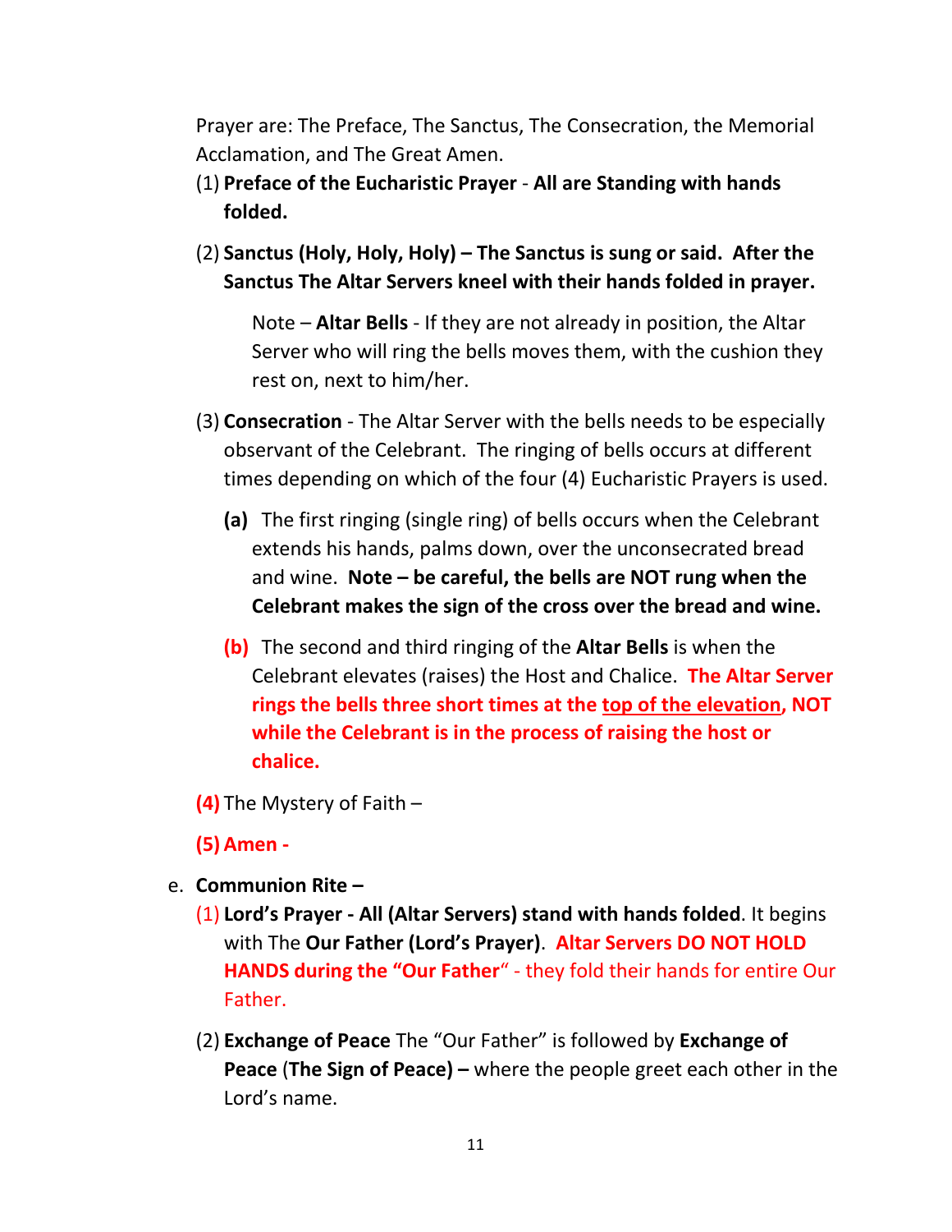Prayer are: The Preface, The Sanctus, The Consecration, the Memorial Acclamation, and The Great Amen.

(1) **Preface of the Eucharistic Prayer** - **All are Standing with hands folded.**

(2) **Sanctus (Holy, Holy, Holy) – The Sanctus is sung or said. After the Sanctus The Altar Servers kneel with their hands folded in prayer.**

> Note – **Altar Bells** - If they are not already in position, the Altar Server who will ring the bells moves them, with the cushion they rest on, next to him/her.

(3) **Consecration** - The Altar Server with the bells needs to be especially observant of the Celebrant. The ringing of bells occurs at different times depending on which of the four (4) Eucharistic Prayers is used.

- **(a)** The first ringing (single ring) of bells occurs when the Celebrant extends his hands, palms down, over the unconsecrated bread and wine. **Note – be careful, the bells are NOT rung when the Celebrant makes the sign of the cross over the bread and wine.**
- **(b)** The second and third ringing of the **Altar Bells** is when the Celebrant elevates (raises) the Host and Chalice. **The Altar Server rings the bells three short times at the <u>top of the elevation</u>, NOT while the Celebrant is in the process of raising the host or chalice.**

**(4)** The Mystery of Faith –

**(5) Amen -**

e. **Communion Rite –**

(1) **Lord's Prayer - All (Altar Servers) stand with hands folded**. It begins with The **Our Father (Lord's Prayer)**. **Altar Servers DO NOT HOLD HANDS during the "Our Father"** - they fold their hands for entire Our Father.

(2) **Exchange of Peace** The "Our Father" is followed by **Exchange of Peace** (**The Sign of Peace) –** where the people greet each other in the Lord's name.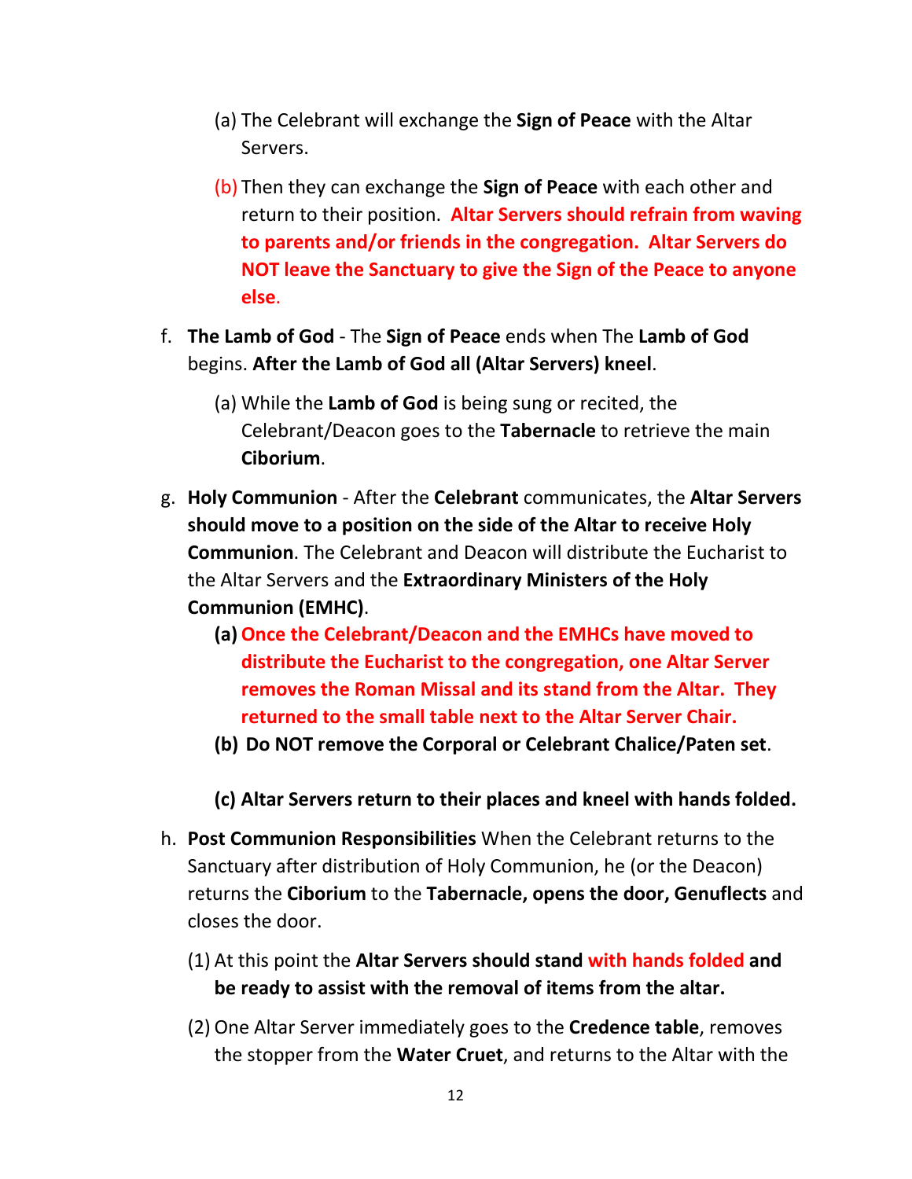(a) The Celebrant will exchange the **Sign of Peace** with the Altar Servers.

(b) Then they can exchange the **Sign of Peace** with each other and return to their position. **Altar Servers should refrain from waving to parents and/or friends in the congregation. Altar Servers do NOT leave the Sanctuary to give the Sign of the Peace to anyone else**.

f. **The Lamb of God** - The **Sign of Peace** ends when The **Lamb of God** begins. **After the Lamb of God all (Altar Servers) kneel**.

(a) While the **Lamb of God** is being sung or recited, the Celebrant/Deacon goes to the **Tabernacle** to retrieve the main **Ciborium**.

g. **Holy Communion** - After the **Celebrant** communicates, the **Altar Servers should move to a position on the side of the Altar to receive Holy Communion**. The Celebrant and Deacon will distribute the Eucharist to the Altar Servers and the **Extraordinary Ministers of the Holy Communion (EMHC)**.

**(a) Once the Celebrant/Deacon and the EMHCs have moved to distribute the Eucharist to the congregation, one Altar Server removes the Roman Missal and its stand from the Altar. They returned to the small table next to the Altar Server Chair.**

**(b) Do NOT remove the Corporal or Celebrant Chalice/Paten set**.

**(c) Altar Servers return to their places and kneel with hands folded.**

h. **Post Communion Responsibilities** When the Celebrant returns to the Sanctuary after distribution of Holy Communion, he (or the Deacon) returns the **Ciborium** to the **Tabernacle, opens the door, Genuflects** and closes the door.

(1) At this point the **Altar Servers should stand with hands folded and be ready to assist with the removal of items from the altar.**

(2) One Altar Server immediately goes to the **Credence table**, removes the stopper from the **Water Cruet**, and returns to the Altar with the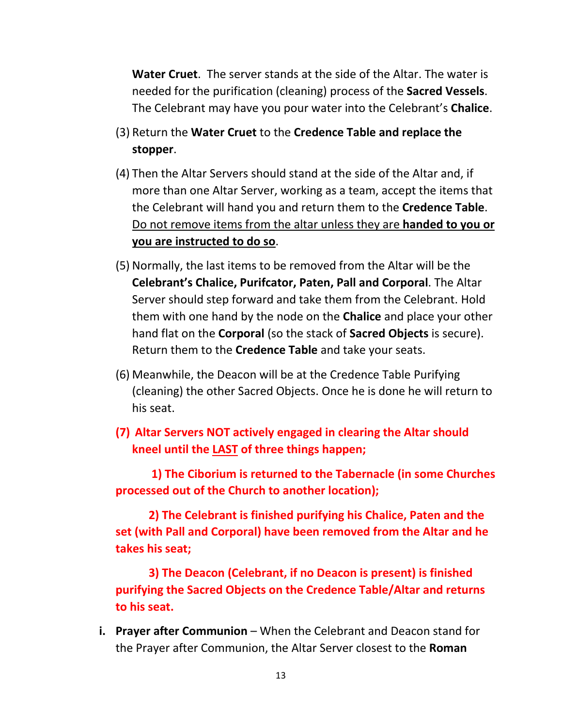**Water Cruet**. The server stands at the side of the Altar. The water is needed for the purification (cleaning) process of the **Sacred Vessels**. The Celebrant may have you pour water into the Celebrant's **Chalice**.

(3) Return the **Water Cruet** to the **Credence Table and replace the stopper**.

(4) Then the Altar Servers should stand at the side of the Altar and, if more than one Altar Server, working as a team, accept the items that the Celebrant will hand you and return them to the **Credence Table**. <u>Do not remove items from the altar unless they are **handed to you or you are instructed to do so**</u>.

(5) Normally, the last items to be removed from the Altar will be the **Celebrant's Chalice, Purifcator, Paten, Pall and Corporal**. The Altar Server should step forward and take them from the Celebrant. Hold them with one hand by the node on the **Chalice** and place your other hand flat on the **Corporal** (so the stack of **Sacred Objects** is secure). Return them to the **Credence Table** and take your seats.

(6) Meanwhile, the Deacon will be at the Credence Table Purifying (cleaning) the other Sacred Objects. Once he is done he will return to his seat.

**(7) Altar Servers NOT actively engaged in clearing the Altar should kneel until the <u>LAST</u> of three things happen;**

**1) The Ciborium is returned to the Tabernacle (in some Churches processed out of the Church to another location);**

**2) The Celebrant is finished purifying his Chalice, Paten and the set (with Pall and Corporal) have been removed from the Altar and he takes his seat;**

**3) The Deacon (Celebrant, if no Deacon is present) is finished purifying the Sacred Objects on the Credence Table/Altar and returns to his seat.**

**i. Prayer after Communion** – When the Celebrant and Deacon stand for the Prayer after Communion, the Altar Server closest to the **Roman**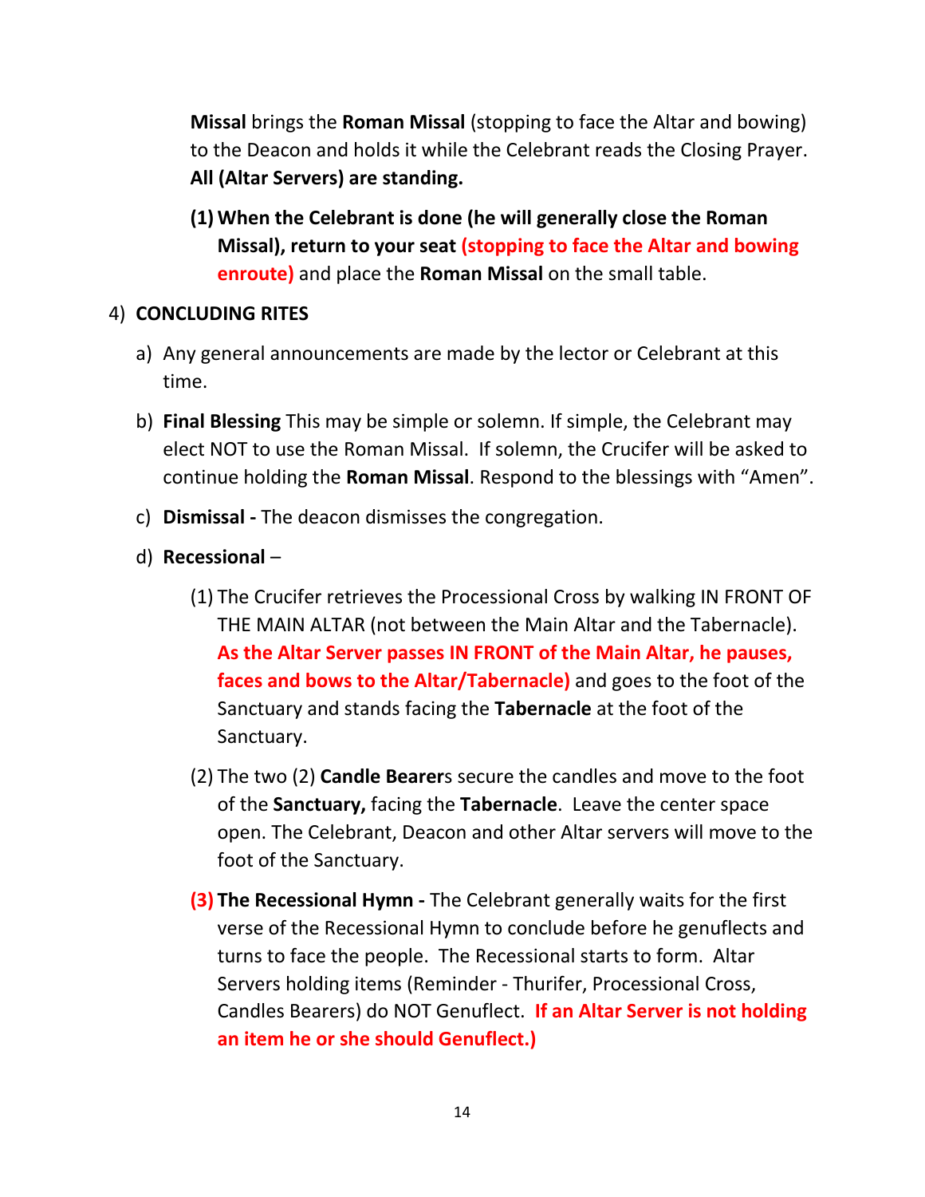**Missal** brings the **Roman Missal** (stopping to face the Altar and bowing) to the Deacon and holds it while the Celebrant reads the Closing Prayer. **All (Altar Servers) are standing.**

(1) **When the Celebrant is done (he will generally close the Roman Missal), return to your seat (stopping to face the Altar and bowing enroute)** and place the **Roman Missal** on the small table.

4) **CONCLUDING RITES**

a) Any general announcements are made by the lector or Celebrant at this time.

b) **Final Blessing** This may be simple or solemn. If simple, the Celebrant may elect NOT to use the Roman Missal. If solemn, the Crucifer will be asked to continue holding the **Roman Missal**. Respond to the blessings with "Amen".

c) **Dismissal -** The deacon dismisses the congregation.

d) **Recessional** –

(1) The Crucifer retrieves the Processional Cross by walking IN FRONT OF THE MAIN ALTAR (not between the Main Altar and the Tabernacle). **As the Altar Server passes IN FRONT of the Main Altar, he pauses, faces and bows to the Altar/Tabernacle)** and goes to the foot of the Sanctuary and stands facing the **Tabernacle** at the foot of the Sanctuary.

(2) The two (2) **Candle Bearer**s secure the candles and move to the foot of the **Sanctuary,** facing the **Tabernacle**. Leave the center space open. The Celebrant, Deacon and other Altar servers will move to the foot of the Sanctuary.

**(3) The Recessional Hymn -** The Celebrant generally waits for the first verse of the Recessional Hymn to conclude before he genuflects and turns to face the people. The Recessional starts to form. Altar Servers holding items (Reminder - Thurifer, Processional Cross, Candles Bearers) do NOT Genuflect. **If an Altar Server is not holding an item he or she should Genuflect.)**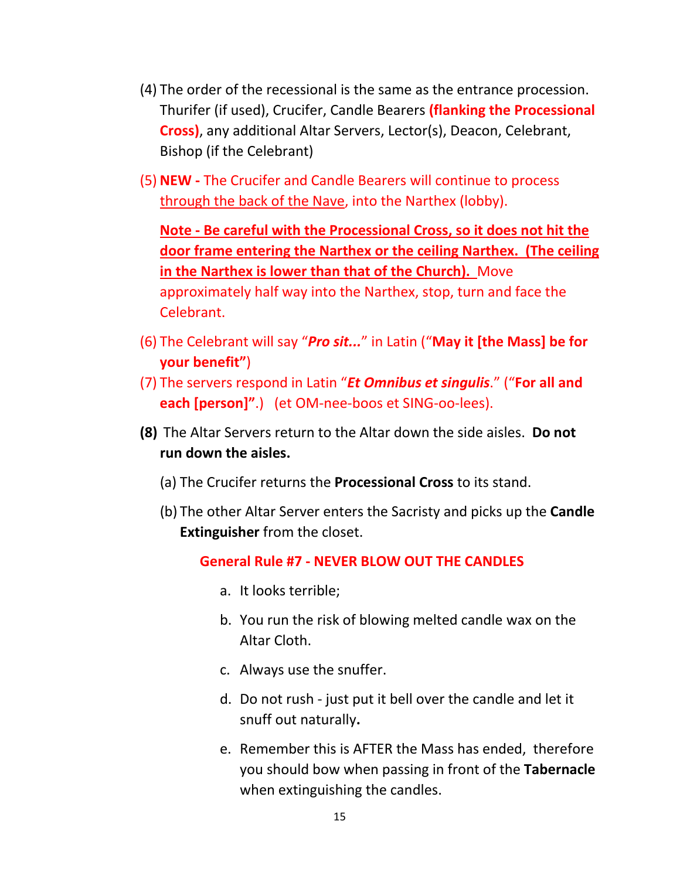(4) The order of the recessional is the same as the entrance procession. Thurifer (if used), Crucifer, Candle Bearers **(flanking the Processional Cross)**, any additional Altar Servers, Lector(s), Deacon, Celebrant, Bishop (if the Celebrant)

(5) **NEW -** The Crucifer and Candle Bearers will continue to process <u>through the back of the Nave</u>, into the Narthex (lobby).

**<u>Note - Be careful with the Processional Cross, so it does not hit the door frame entering the Narthex or the ceiling Narthex. (The ceiling in the Narthex is lower than that of the Church).</u>** Move approximately half way into the Narthex, stop, turn and face the Celebrant.

(6) The Celebrant will say "***Pro sit...***" in Latin ("**May it [the Mass] be for your benefit"**)

(7) The servers respond in Latin "***Et Omnibus et singulis***." ("**For all and each [person]"**.) (et OM-nee-boos et SING-oo-lees).

**(8)** The Altar Servers return to the Altar down the side aisles. **Do not run down the aisles.**

(a) The Crucifer returns the **Processional Cross** to its stand.

(b) The other Altar Server enters the Sacristy and picks up the **Candle Extinguisher** from the closet.

**General Rule #7 - NEVER BLOW OUT THE CANDLES**

a. It looks terrible;

b. You run the risk of blowing melted candle wax on the Altar Cloth.

c. Always use the snuffer.

d. Do not rush - just put it bell over the candle and let it snuff out naturally**.**

e. Remember this is AFTER the Mass has ended, therefore you should bow when passing in front of the **Tabernacle** when extinguishing the candles.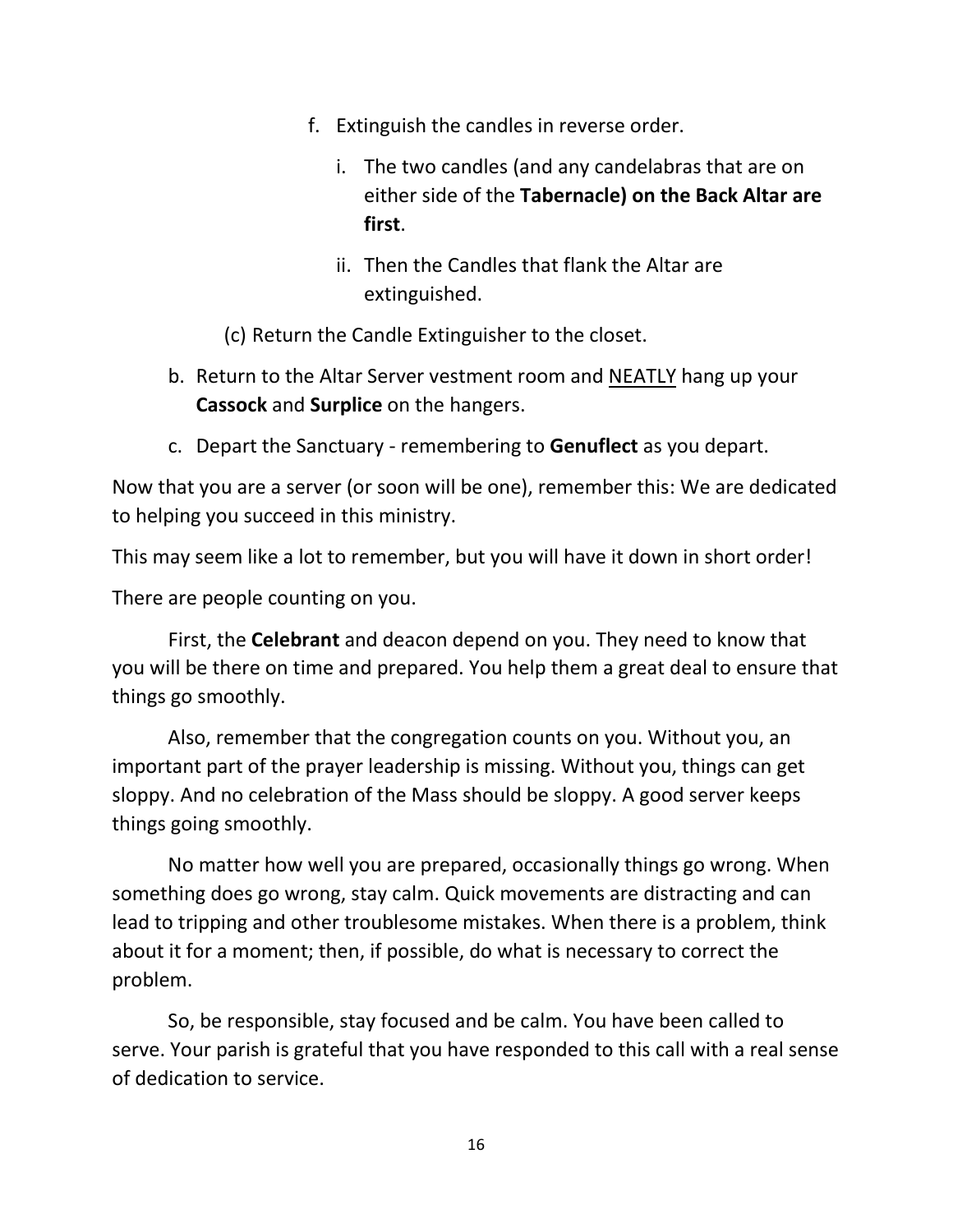f. Extinguish the candles in reverse order.

   i. The two candles (and any candelabras that are on either side of the **Tabernacle) on the Back Altar are first**.

   ii. Then the Candles that flank the Altar are extinguished.

(c) Return the Candle Extinguisher to the closet.

b. Return to the Altar Server vestment room and <u>NEATLY</u> hang up your **Cassock** and **Surplice** on the hangers.

c. Depart the Sanctuary - remembering to **Genuflect** as you depart.

Now that you are a server (or soon will be one), remember this: We are dedicated to helping you succeed in this ministry.

This may seem like a lot to remember, but you will have it down in short order!

There are people counting on you.

First, the **Celebrant** and deacon depend on you. They need to know that you will be there on time and prepared. You help them a great deal to ensure that things go smoothly.

Also, remember that the congregation counts on you. Without you, an important part of the prayer leadership is missing. Without you, things can get sloppy. And no celebration of the Mass should be sloppy. A good server keeps things going smoothly.

No matter how well you are prepared, occasionally things go wrong. When something does go wrong, stay calm. Quick movements are distracting and can lead to tripping and other troublesome mistakes. When there is a problem, think about it for a moment; then, if possible, do what is necessary to correct the problem.

So, be responsible, stay focused and be calm. You have been called to serve. Your parish is grateful that you have responded to this call with a real sense of dedication to service.